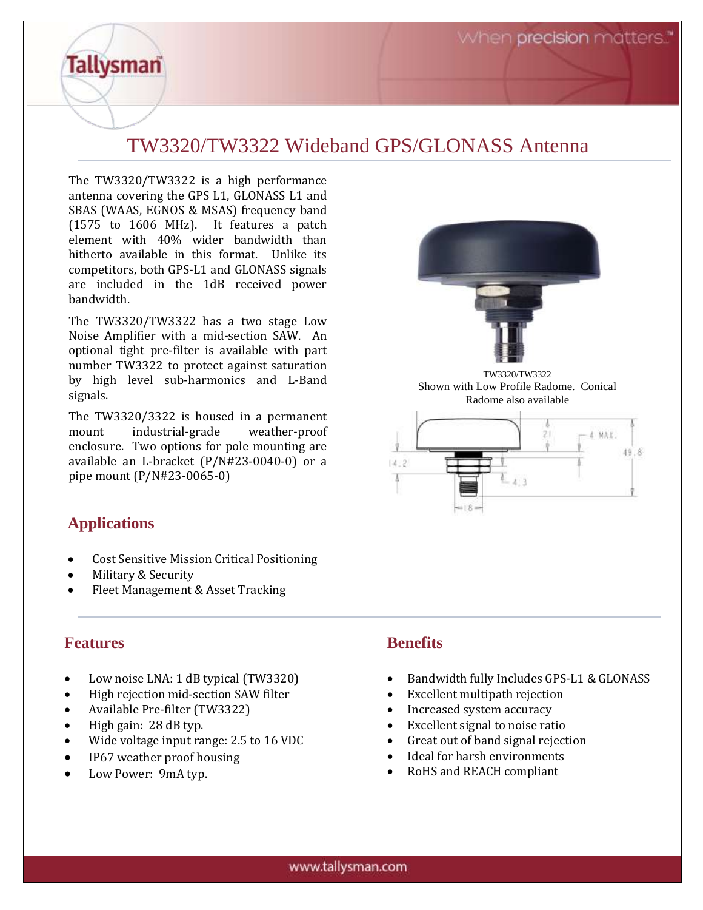# TW3320/TW3322 Wideband GPS/GLONASS Antenna

The TW3320/TW3322 is a high performance antenna covering the GPS L1, GLONASS L1 and SBAS (WAAS, EGNOS & MSAS) frequency band (1575 to 1606 MHz). It features a patch element with 40% wider bandwidth than hitherto available in this format. Unlike its competitors, both GPS-L1 and GLONASS signals are included in the 1dB received power bandwidth.

The TW3320/TW3322 has a two stage Low Noise Amplifier with a mid-section SAW. An optional tight pre-filter is available with part number TW3322 to protect against saturation by high level sub-harmonics and L-Band signals.

The TW3320/3322 is housed in a permanent mount industrial-grade weather-proof enclosure. Two options for pole mounting are available an L-bracket (P/N#23-0040-0) or a pipe mount (P/N#23-0065-0)

TW3320/TW3322
Shown with Low Profile Radome. Conical Radome also available

## Applications

- Cost Sensitive Mission Critical Positioning
- Military & Security
- Fleet Management & Asset Tracking

## Features

- Low noise LNA: 1 dB typical (TW3320)
- High rejection mid-section SAW filter
- Available Pre-filter (TW3322)
- High gain: 28 dB typ.
- Wide voltage input range: 2.5 to 16 VDC
- IP67 weather proof housing
- Low Power: 9mA typ.

## Benefits

- Bandwidth fully Includes GPS-L1 & GLONASS
- Excellent multipath rejection
- Increased system accuracy
- Excellent signal to noise ratio
- Great out of band signal rejection
- Ideal for harsh environments
- RoHS and REACH compliant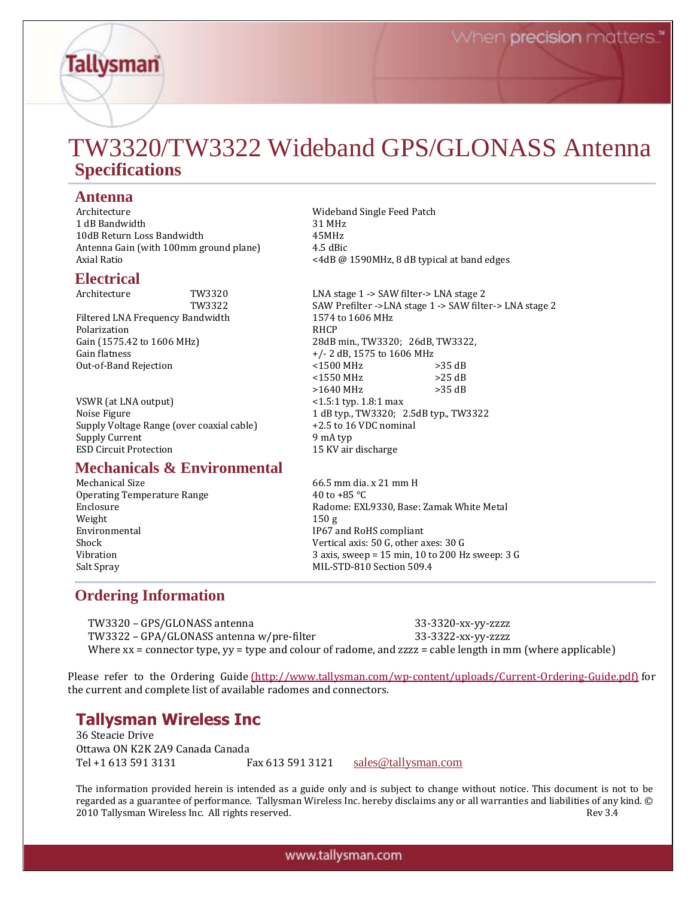# TW3320/TW3322 Wideband GPS/GLONASS Antenna

## Specifications

### Antenna

| | |
|---|---|
| Architecture | Wideband Single Feed Patch |
| 1 dB Bandwidth | 31 MHz |
| 10dB Return Loss Bandwidth | 45MHz |
| Antenna Gain (with 100mm ground plane) | 4.5 dBic |
| Axial Ratio | <4dB @ 1590MHz, 8 dB typical at band edges |

### Electrical

| | | | |
|---|---|---|---|
| Architecture | TW3320 | LNA stage 1 -> SAW filter-> LNA stage 2 | |
| | TW3322 | SAW Prefilter ->LNA stage 1 -> SAW filter-> LNA stage 2 | |
| Filtered LNA Frequency Bandwidth | | 1574 to 1606 MHz | |
| Polarization | | RHCP | |
| Gain (1575.42 to 1606 MHz) | | 28dB min., TW3320; 26dB, TW3322, | |
| Gain flatness | | +/- 2 dB, 1575 to 1606 MHz | |
| Out-of-Band Rejection | | <1500 MHz | >35 dB |
| | | <1550 MHz | >25 dB |
| | | >1640 MHz | >35 dB |
| VSWR (at LNA output) | | <1.5:1 typ. 1.8:1 max | |
| Noise Figure | | 1 dB typ., TW3320; 2.5dB typ., TW3322 | |
| Supply Voltage Range (over coaxial cable) | | +2.5 to 16 VDC nominal | |
| Supply Current | | 9 mA typ | |
| ESD Circuit Protection | | 15 KV air discharge | |

### Mechanicals & Environmental

| | |
|---|---|
| Mechanical Size | 66.5 mm dia. x 21 mm H |
| Operating Temperature Range | 40 to +85 °C |
| Enclosure | Radome: EXL9330, Base: Zamak White Metal |
| Weight | 150 g |
| Environmental | IP67 and RoHS compliant |
| Shock | Vertical axis: 50 G, other axes: 30 G |
| Vibration | 3 axis, sweep = 15 min, 10 to 200 Hz sweep: 3 G |
| Salt Spray | MIL-STD-810 Section 509.4 |

## Ordering Information

| | |
|---|---|
| TW3320 – GPS/GLONASS antenna | 33-3320-xx-yy-zzzz |
| TW3322 – GPA/GLONASS antenna w/pre-filter | 33-3322-xx-yy-zzzz |

Where xx = connector type, yy = type and colour of radome, and zzzz = cable length in mm (where applicable)

Please refer to the Ordering Guide (http://www.tallysman.com/wp-content/uploads/Current-Ordering-Guide.pdf) for the current and complete list of available radomes and connectors.

## Tallysman Wireless Inc

36 Steacie Drive
Ottawa ON K2K 2A9 Canada Canada
Tel +1 613 591 3131 Fax 613 591 3121 sales@tallysman.com

The information provided herein is intended as a guide only and is subject to change without notice. This document is not to be regarded as a guarantee of performance. Tallysman Wireless Inc. hereby disclaims any or all warranties and liabilities of any kind. © 2010 Tallysman Wireless Inc. All rights reserved. Rev 3.4